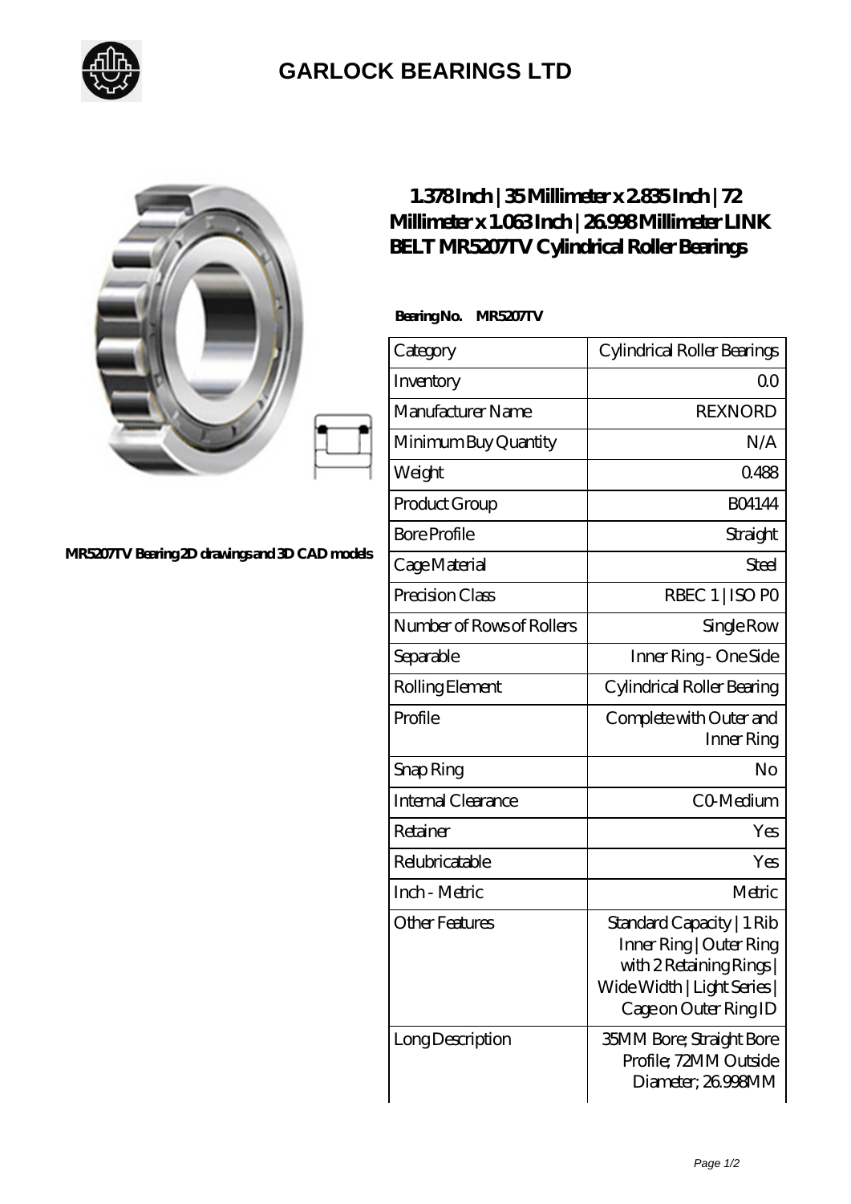# GARLOCK BEARINGS LTD

MR5207TV Bearing 2D drawings and 3D CAD models

## 1.378 Inch | 35 Millimeter x 2.835 Inch | 72 Millimeter x 1.063 Inch | 26.998 Millimeter LINK BELT MR5207TV Cylindrical Roller Bearings

**Bearing No. MR5207TV**

| | |
|---|---|
| Category | Cylindrical Roller Bearings |
| Inventory | 0.0 |
| Manufacturer Name | REXNORD |
| Minimum Buy Quantity | N/A |
| Weight | 0.488 |
| Product Group | B04144 |
| Bore Profile | Straight |
| Cage Material | Steel |
| Precision Class | RBEC 1 \| ISO P0 |
| Number of Rows of Rollers | Single Row |
| Separable | Inner Ring - One Side |
| Rolling Element | Cylindrical Roller Bearing |
| Profile | Complete with Outer and Inner Ring |
| Snap Ring | No |
| Internal Clearance | C0-Medium |
| Retainer | Yes |
| Relubricatable | Yes |
| Inch - Metric | Metric |
| Other Features | Standard Capacity \| 1 Rib Inner Ring \| Outer Ring with 2 Retaining Rings \| Wide Width \| Light Series \| Cage on Outer Ring ID |
| Long Description | 35MM Bore; Straight Bore Profile; 72MM Outside Diameter; 26.998MM |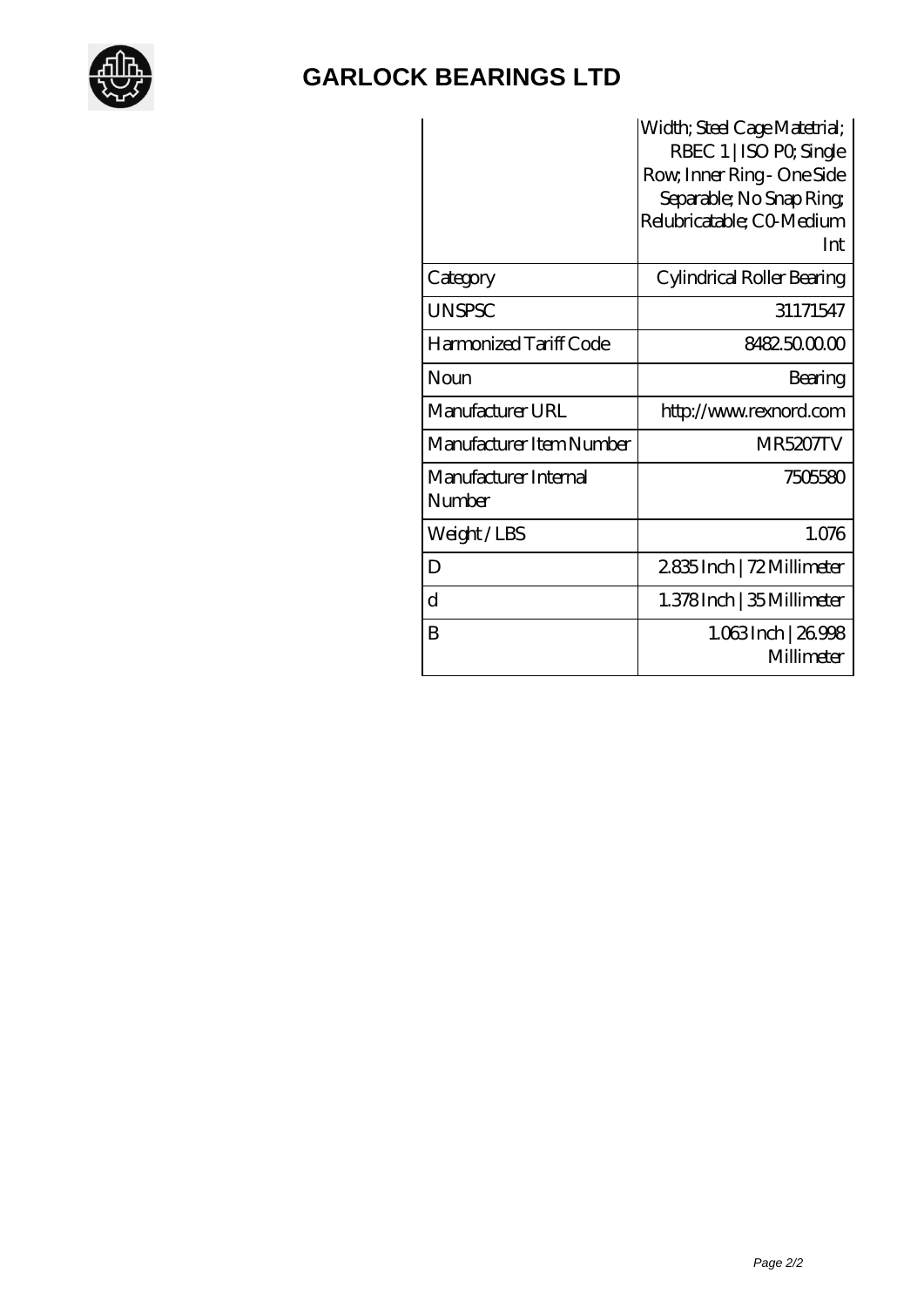| | |
|---|---|
| | Width; Steel Cage Matetrial; RBEC 1 \| ISO P0; Single Row; Inner Ring - One Side Separable; No Snap Ring; Relubricatable; C0-Medium Int |
| Category | Cylindrical Roller Bearing |
| UNSPSC | 31171547 |
| Harmonized Tariff Code | 8482.50.00.00 |
| Noun | Bearing |
| Manufacturer URL | http://www.rexnord.com |
| Manufacturer Item Number | MR5207TV |
| Manufacturer Internal Number | 7505580 |
| Weight / LBS | 1.076 |
| D | 2.835 Inch \| 72 Millimeter |
| d | 1.378 Inch \| 35 Millimeter |
| B | 1.063 Inch \| 26.998 Millimeter |